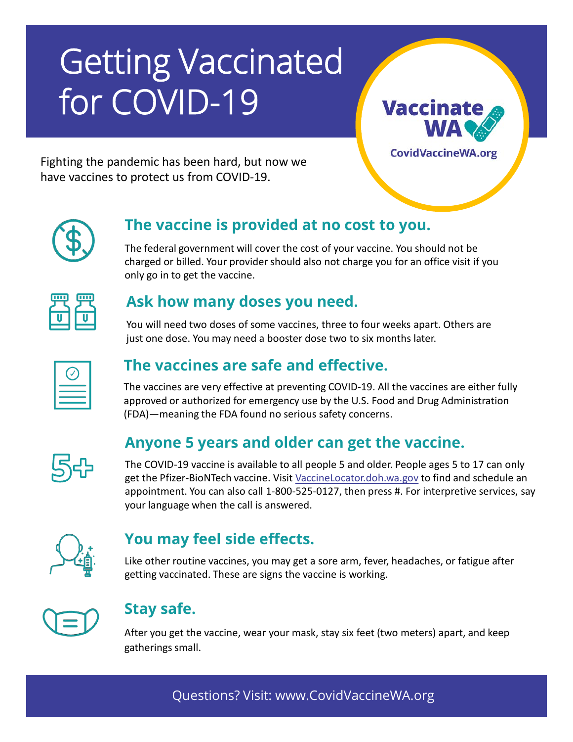# Getting Vaccinated for COVID-19

Vaccinate WA

CovidVaccineWA.org

Fighting the pandemic has been hard, but now we have vaccines to protect us from COVID-19.

## The vaccine is provided at no cost to you.

The federal government will cover the cost of your vaccine. You should not be charged or billed. Your provider should also not charge you for an office visit if you only go in to get the vaccine.

## Ask how many doses you need.

You will need two doses of some vaccines, three to four weeks apart. Others are just one dose. You may need a booster dose two to six months later.

## The vaccines are safe and effective.

The vaccines are very effective at preventing COVID-19. All the vaccines are either fully approved or authorized for emergency use by the U.S. Food and Drug Administration (FDA)—meaning the FDA found no serious safety concerns.

## Anyone 5 years and older can get the vaccine.

The COVID-19 vaccine is available to all people 5 and older. People ages 5 to 17 can only get the Pfizer-BioNTech vaccine. Visit [VaccineLocator.doh.wa.gov](VaccineLocator.doh.wa.gov) to find and schedule an appointment. You can also call 1-800-525-0127, then press #. For interpretive services, say your language when the call is answered.

## You may feel side effects.

Like other routine vaccines, you may get a sore arm, fever, headaches, or fatigue after getting vaccinated. These are signs the vaccine is working.

## Stay safe.

After you get the vaccine, wear your mask, stay six feet (two meters) apart, and keep gatherings small.

Questions? Visit: www.CovidVaccineWA.org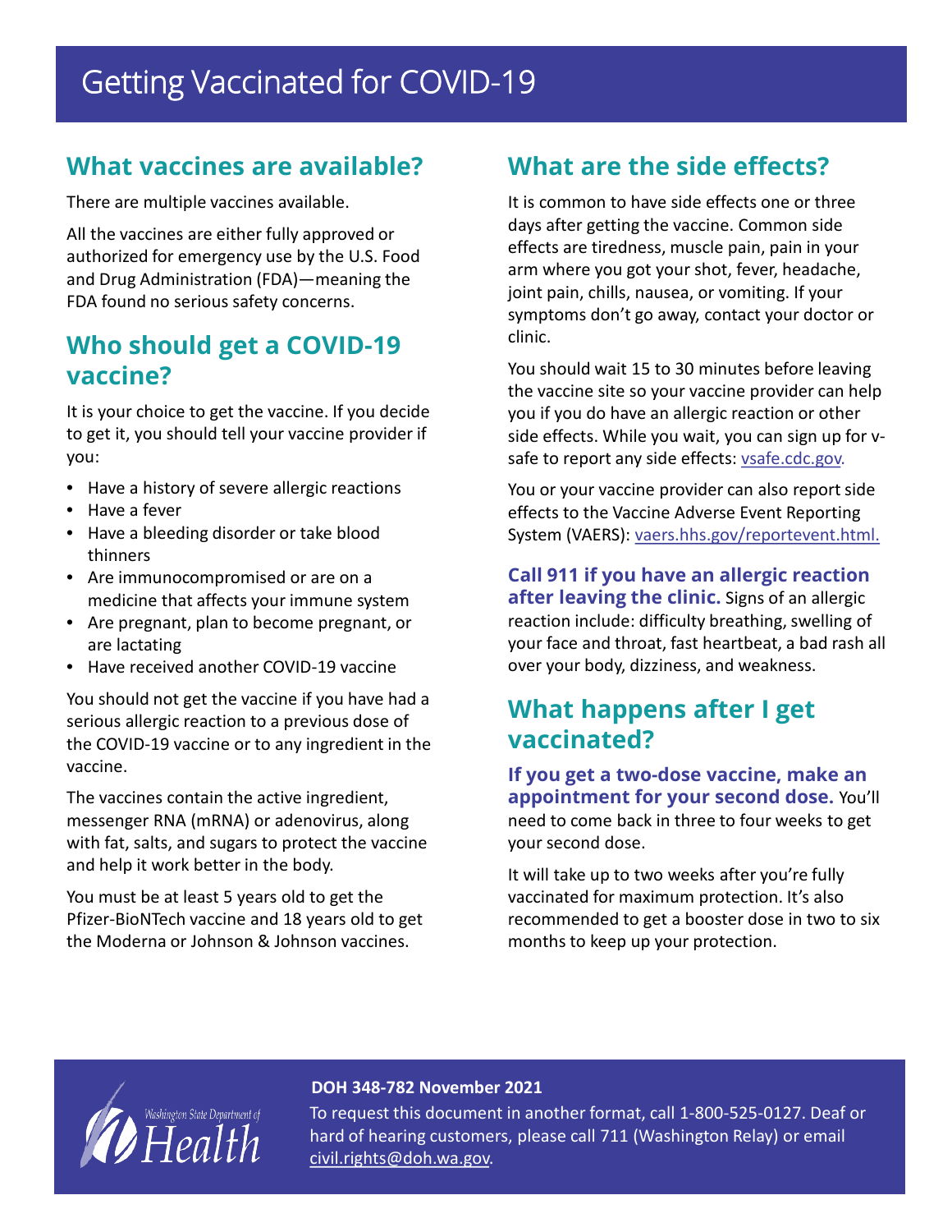# Getting Vaccinated for COVID-19

## What vaccines are available?

There are multiple vaccines available.

All the vaccines are either fully approved or authorized for emergency use by the U.S. Food and Drug Administration (FDA)—meaning the FDA found no serious safety concerns.

## Who should get a COVID-19 vaccine?

It is your choice to get the vaccine. If you decide to get it, you should tell your vaccine provider if you:

- Have a history of severe allergic reactions
- Have a fever
- Have a bleeding disorder or take blood thinners
- Are immunocompromised or are on a medicine that affects your immune system
- Are pregnant, plan to become pregnant, or are lactating
- Have received another COVID-19 vaccine

You should not get the vaccine if you have had a serious allergic reaction to a previous dose of the COVID-19 vaccine or to any ingredient in the vaccine.

The vaccines contain the active ingredient, messenger RNA (mRNA) or adenovirus, along with fat, salts, and sugars to protect the vaccine and help it work better in the body.

You must be at least 5 years old to get the Pfizer-BioNTech vaccine and 18 years old to get the Moderna or Johnson & Johnson vaccines.

## What are the side effects?

It is common to have side effects one or three days after getting the vaccine. Common side effects are tiredness, muscle pain, pain in your arm where you got your shot, fever, headache, joint pain, chills, nausea, or vomiting. If your symptoms don't go away, contact your doctor or clinic.

You should wait 15 to 30 minutes before leaving the vaccine site so your vaccine provider can help you if you do have an allergic reaction or other side effects. While you wait, you can sign up for v-safe to report any side effects: vsafe.cdc.gov.

You or your vaccine provider can also report side effects to the Vaccine Adverse Event Reporting System (VAERS): vaers.hhs.gov/reportevent.html.

**Call 911 if you have an allergic reaction after leaving the clinic.** Signs of an allergic reaction include: difficulty breathing, swelling of your face and throat, fast heartbeat, a bad rash all over your body, dizziness, and weakness.

## What happens after I get vaccinated?

**If you get a two-dose vaccine, make an appointment for your second dose.** You'll need to come back in three to four weeks to get your second dose.

It will take up to two weeks after you're fully vaccinated for maximum protection. It's also recommended to get a booster dose in two to six months to keep up your protection.

Washington State Department of Health

**DOH 348-782 November 2021**

To request this document in another format, call 1-800-525-0127. Deaf or hard of hearing customers, please call 711 (Washington Relay) or email civil.rights@doh.wa.gov.